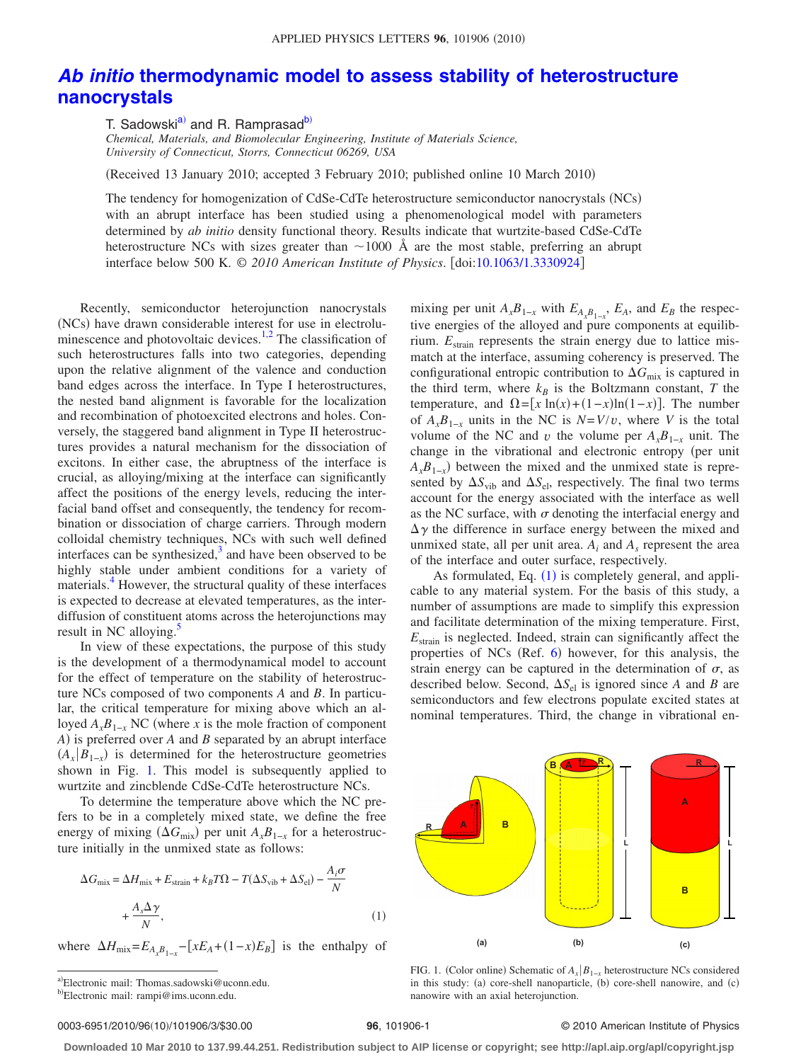# *Ab initio* thermodynamic model to assess stability of heterostructure nanocrystals

T. Sadowski[a] and R. Ramprasad[b]

*Chemical, Materials, and Biomolecular Engineering, Institute of Materials Science, University of Connecticut, Storrs, Connecticut 06269, USA*

(Received 13 January 2010; accepted 3 February 2010; published online 10 March 2010)

The tendency for homogenization of CdSe-CdTe heterostructure semiconductor nanocrystals (NCs) with an abrupt interface has been studied using a phenomenological model with parameters determined by *ab initio* density functional theory. Results indicate that wurtzite-based CdSe-CdTe heterostructure NCs with sizes greater than ~1000 Å are the most stable, preferring an abrupt interface below 500 K. © *2010 American Institute of Physics*. [doi:10.1063/1.3330924]

Recently, semiconductor heterojunction nanocrystals (NCs) have drawn considerable interest for use in electroluminescence and photovoltaic devices.[1,2] The classification of such heterostructures falls into two categories, depending upon the relative alignment of the valence and conduction band edges across the interface. In Type I heterostructures, the nested band alignment is favorable for the localization and recombination of photoexcited electrons and holes. Conversely, the staggered band alignment in Type II heterostructures provides a natural mechanism for the dissociation of excitons. In either case, the abruptness of the interface is crucial, as alloying/mixing at the interface can significantly affect the positions of the energy levels, reducing the interfacial band offset and consequently, the tendency for recombination or dissociation of charge carriers. Through modern colloidal chemistry techniques, NCs with such well defined interfaces can be synthesized,[3] and have been observed to be highly stable under ambient conditions for a variety of materials.[4] However, the structural quality of these interfaces is expected to decrease at elevated temperatures, as the interdiffusion of constituent atoms across the heterojunctions may result in NC alloying.[5]

In view of these expectations, the purpose of this study is the development of a thermodynamical model to account for the effect of temperature on the stability of heterostructure NCs composed of two components $A$ and $B$. In particular, the critical temperature for mixing above which an alloyed $A_xB_{1-x}$ NC (where $x$ is the mole fraction of component $A$) is preferred over $A$ and $B$ separated by an abrupt interface $(A_x|B_{1-x})$ is determined for the heterostructure geometries shown in Fig. 1. This model is subsequently applied to wurtzite and zincblende CdSe-CdTe heterostructure NCs.

To determine the temperature above which the NC prefers to be in a completely mixed state, we define the free energy of mixing $(\Delta G_{\mathrm{mix}})$ per unit $A_xB_{1-x}$ for a heterostructure initially in the unmixed state as follows:

$$\Delta G_{\mathrm{mix}} = \Delta H_{\mathrm{mix}} + E_{\mathrm{strain}} + k_BT\Omega - T(\Delta S_{\mathrm{vib}} + \Delta S_{\mathrm{el}}) - \frac{A_i\sigma}{N} + \frac{A_s\Delta\gamma}{N}, \tag{1}$$

where $\Delta H_{\mathrm{mix}} = E_{A_xB_{1-x}} - [xE_A + (1-x)E_B]$ is the enthalpy of mixing per unit $A_xB_{1-x}$ with $E_{A_xB_{1-x}}$, $E_A$, and $E_B$ the respective energies of the alloyed and pure components at equilibrium. $E_{\mathrm{strain}}$ represents the strain energy due to lattice mismatch at the interface, assuming coherency is preserved. The configurational entropic contribution to $\Delta G_{\mathrm{mix}}$ is captured in the third term, where $k_B$ is the Boltzmann constant, $T$ the temperature, and $\Omega = [x\ln(x) + (1-x)\ln(1-x)]$. The number of $A_xB_{1-x}$ units in the NC is $N = V/v$, where $V$ is the total volume of the NC and $v$ the volume per $A_xB_{1-x}$ unit. The change in the vibrational and electronic entropy (per unit $A_xB_{1-x}$) between the mixed and the unmixed state is represented by $\Delta S_{\mathrm{vib}}$ and $\Delta S_{\mathrm{el}}$, respectively. The final two terms account for the energy associated with the interface as well as the NC surface, with $\sigma$ denoting the interfacial energy and $\Delta\gamma$ the difference in surface energy between the mixed and unmixed state, all per unit area. $A_i$ and $A_s$ represent the area of the interface and outer surface, respectively.

As formulated, Eq. (1) is completely general, and applicable to any material system. For the basis of this study, a number of assumptions are made to simplify this expression and facilitate determination of the mixing temperature. First, $E_{\mathrm{strain}}$ is neglected. Indeed, strain can significantly affect the properties of NCs (Ref. 6) however, for this analysis, the strain energy can be captured in the determination of $\sigma$, as described below. Second, $\Delta S_{\mathrm{el}}$ is ignored since $A$ and $B$ are semiconductors and few electrons populate excited states at nominal temperatures. Third, the change in vibrational en-

FIG. 1. (Color online) Schematic of $A_x|B_{1-x}$ heterostructure NCs considered in this study: (a) core-shell nanoparticle, (b) core-shell nanowire, and (c) nanowire with an axial heterojunction.

[a]Electronic mail: Thomas.sadowski@uconn.edu.

[b]Electronic mail: rampi@ims.uconn.edu.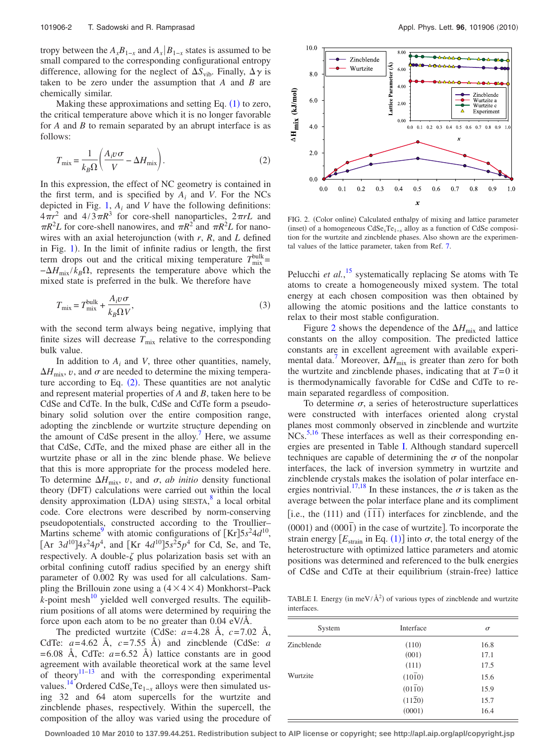tropy between the $A_xB_{1-x}$ and $A_x|B_{1-x}$ states is assumed to be small compared to the corresponding configurational entropy difference, allowing for the neglect of $\Delta S_{\text{vib}}$. Finally, $\Delta\gamma$ is taken to be zero under the assumption that $A$ and $B$ are chemically similar.

Making these approximations and setting Eq. (1) to zero, the critical temperature above which it is no longer favorable for $A$ and $B$ to remain separated by an abrupt interface is as follows:

$$T_{\text{mix}} = \frac{1}{k_B\Omega}\left(\frac{A_i v\sigma}{V} - \Delta H_{\text{mix}}\right). \tag{2}$$

In this expression, the effect of NC geometry is contained in the first term, and is specified by $A_i$ and $V$. For the NCs depicted in Fig. 1, $A_i$ and $V$ have the following definitions: $4\pi r^2$ and $4/3\pi R^3$ for core-shell nanoparticles, $2\pi rL$ and $\pi R^2 L$ for core-shell nanowires, and $\pi R^2$ and $\pi R^2 L$ for nanowires with an axial heterojunction (with $r$, $R$, and $L$ defined in Fig. 1). In the limit of infinite radius or length, the first term drops out and the critical mixing temperature $T_{\text{mix}}^{\text{bulk}} = -\Delta H_{\text{mix}}/k_B\Omega$, represents the temperature above which the mixed state is preferred in the bulk. We therefore have

$$T_{\text{mix}} = T_{\text{mix}}^{\text{bulk}} + \frac{A_i v\sigma}{k_B\Omega V}, \tag{3}$$

with the second term always being negative, implying that finite sizes will decrease $T_{\text{mix}}$ relative to the corresponding bulk value.

In addition to $A_i$ and $V$, three other quantities, namely, $\Delta H_{\text{mix}}$, $v$, and $\sigma$ are needed to determine the mixing temperature according to Eq. (2). These quantities are not analytic and represent material properties of $A$ and $B$, taken here to be CdSe and CdTe. In the bulk, CdSe and CdTe form a pseudobinary solid solution over the entire composition range, adopting the zincblende or wurtzite structure depending on the amount of CdSe present in the alloy.[7] Here, we assume that CdSe, CdTe, and the mixed phase are either all in the wurtzite phase or all in the zinc blende phase. We believe that this is more appropriate for the process modeled here. To determine $\Delta H_{\text{mix}}$, $v$, and $\sigma$, *ab initio* density functional theory (DFT) calculations were carried out within the local density approximation (LDA) using SIESTA,[8] a local orbital code. Core electrons were described by norm-conserving pseudopotentials, constructed according to the Troullier–Martins scheme[9] with atomic configurations of $[\text{Kr}]5s^2 4d^{10}$, $[\text{Ar}\ 3d^{10}]4s^2 4p^4$, and $[\text{Kr}\ 4d^{10}]5s^2 5p^4$ for Cd, Se, and Te, respectively. A double-$\zeta$ plus polarization basis set with an orbital confining cutoff radius specified by an energy shift parameter of 0.002 Ry was used for all calculations. Sampling the Brillouin zone using a $(4\times4\times4)$ Monkhorst–Pack $k$-point mesh[10] yielded well converged results. The equilibrium positions of all atoms were determined by requiring the force upon each atom to be no greater than 0.04 eV/Å.

The predicted wurtzite (CdSe: $a$=4.28 Å, $c$=7.02 Å, CdTe: $a$=4.62 Å, $c$=7.55 Å) and zincblende (CdSe: $a$=6.08 Å, CdTe: $a$=6.52 Å) lattice constants are in good agreement with available theoretical work at the same level of theory[11–13] and with the corresponding experimental values.[14] Ordered $\text{CdSe}_x\text{Te}_{1-x}$ alloys were then simulated using 32 and 64 atom supercells for the wurtzite and zincblende phases, respectively. Within the supercell, the composition of the alloy was varied using the procedure of Pelucchi *et al.*,[15] systematically replacing Se atoms with Te atoms to create a homogeneously mixed system. The total energy at each chosen composition was then obtained by allowing the atomic positions and the lattice constants to relax to their most stable configuration.

FIG. 2. (Color online) Calculated enthalpy of mixing and lattice parameter (inset) of a homogeneous $\text{CdSe}_x\text{Te}_{1-x}$ alloy as a function of CdSe composition for the wurtzite and zincblende phases. Also shown are the experimental values of the lattice parameter, taken from Ref. 7.

Figure 2 shows the dependence of the $\Delta H_{\text{mix}}$ and lattice constants on the alloy composition. The predicted lattice constants are in excellent agreement with available experimental data.[7] Moreover, $\Delta H_{\text{mix}}$ is greater than zero for both the wurtzite and zincblende phases, indicating that at $T=0$ it is thermodynamically favorable for CdSe and CdTe to remain separated regardless of composition.

To determine $\sigma$, a series of heterostructure superlattices were constructed with interfaces oriented along crystal planes most commonly observed in zincblende and wurtzite NCs.[5,16] These interfaces as well as their corresponding energies are presented in Table I. Although standard supercell techniques are capable of determining the $\sigma$ of the nonpolar interfaces, the lack of inversion symmetry in wurtzite and zincblende crystals makes the isolation of polar interface energies nontrivial.[17,18] In these instances, the $\sigma$ is taken as the average between the polar interface plane and its compliment [i.e., the (111) and $(\bar{1}\bar{1}\bar{1})$ interfaces for zincblende, and the (0001) and $(000\bar{1})$ in the case of wurtzite]. To incorporate the strain energy [$E_{\text{strain}}$ in Eq. (1)] into $\sigma$, the total energy of the heterostructure with optimized lattice parameters and atomic positions was determined and referenced to the bulk energies of CdSe and CdTe at their equilibrium (strain-free) lattice

TABLE I. Energy (in meV/Å$^2$) of various types of zincblende and wurtzite interfaces.

| System | Interface | $\sigma$ |
|---|---|---|
| Zincblende | (110) | 16.8 |
| | (001) | 17.1 |
| | (111) | 17.5 |
| Wurtzite | $(10\bar{1}0)$ | 15.6 |
| | $(01\bar{1}0)$ | 15.9 |
| | $(11\bar{2}0)$ | 15.7 |
| | (0001) | 16.4 |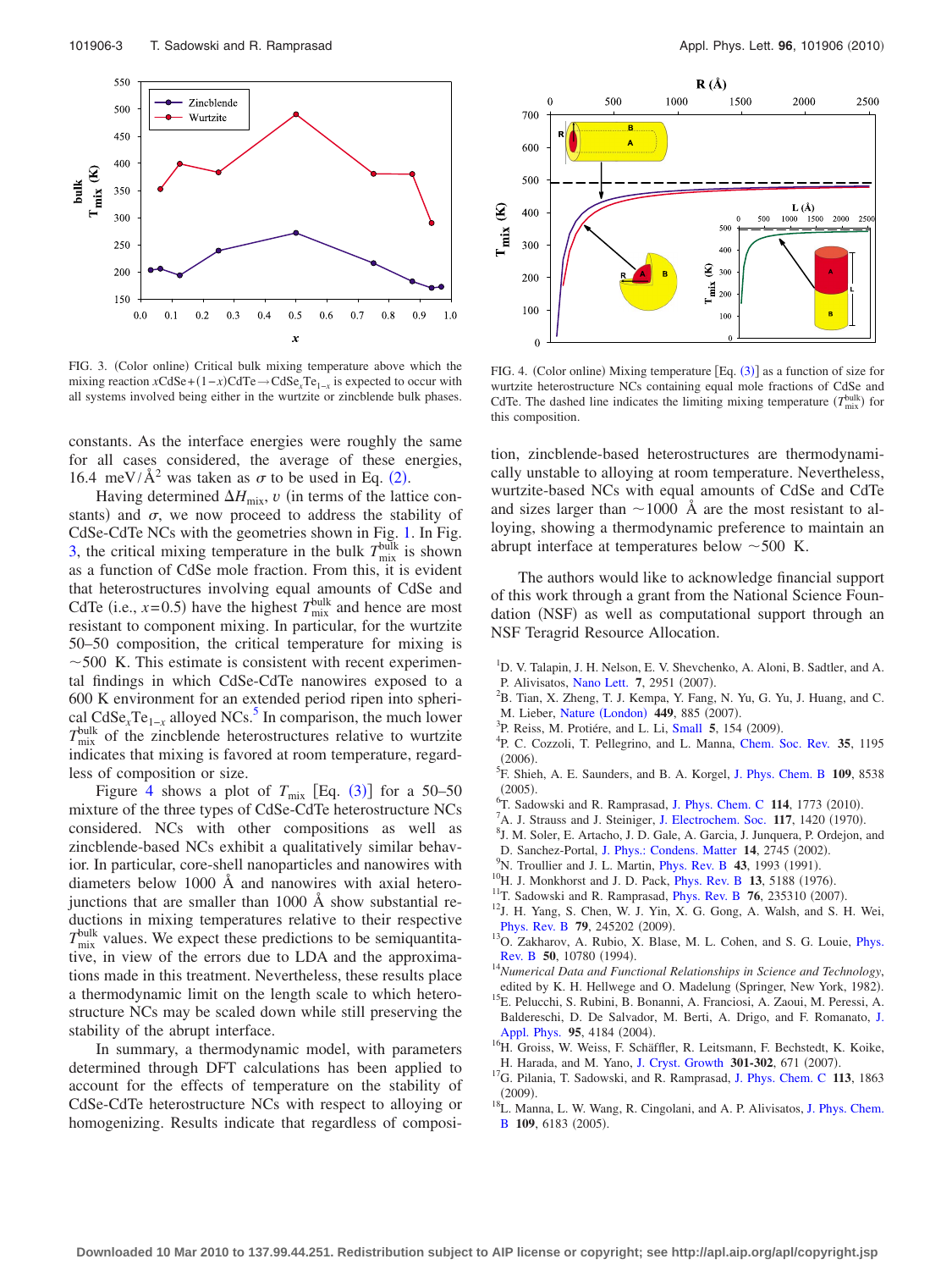Zincblende
Wurtzite

550
500
450
400
350
300
250
200
150

$T^{\text{bulk}}_{\text{mix}}$ (K)

0.0 0.1 0.2 0.3 0.4 0.5 0.6 0.7 0.8 0.9 1.0

$x$

FIG. 3. (Color online) Critical bulk mixing temperature above which the mixing reaction $x\text{CdSe}+(1-x)\text{CdTe} \rightarrow \text{CdSe}_x\text{Te}_{1-x}$ is expected to occur with all systems involved being either in the wurtzite or zincblende bulk phases.

R (Å)

0 500 1000 1500 2000 2500

700
600
500
400
300
200
100
0

$T_{\text{mix}}$ (K)

R
B
A

L (Å)

0 500 1000 1500 2000 2500

500
400
300
200
100
0

$T_{\text{mix}}$ (K)

L

FIG. 4. (Color online) Mixing temperature [Eq. (3)] as a function of size for wurtzite heterostructure NCs containing equal mole fractions of CdSe and CdTe. The dashed line indicates the limiting mixing temperature ($T^{\text{bulk}}_{\text{mix}}$) for this composition.

constants. As the interface energies were roughly the same for all cases considered, the average of these energies, 16.4 meV/Å$^2$ was taken as $\sigma$ to be used in Eq. (2).

Having determined $\Delta H_{\text{mix}}$, $v$ (in terms of the lattice constants) and $\sigma$, we now proceed to address the stability of CdSe-CdTe NCs with the geometries shown in Fig. 1. In Fig. 3, the critical mixing temperature in the bulk $T^{\text{bulk}}_{\text{mix}}$ is shown as a function of CdSe mole fraction. From this, it is evident that heterostructures involving equal amounts of CdSe and CdTe (i.e., $x=0.5$) have the highest $T^{\text{bulk}}_{\text{mix}}$ and hence are most resistant to component mixing. In particular, for the wurtzite 50–50 composition, the critical temperature for mixing is $\sim$500 K. This estimate is consistent with recent experimental findings in which CdSe-CdTe nanowires exposed to a 600 K environment for an extended period ripen into spherical $\text{CdSe}_x\text{Te}_{1-x}$ alloyed NCs.[5] In comparison, the much lower $T^{\text{bulk}}_{\text{mix}}$ of the zincblende heterostructures relative to wurtzite indicates that mixing is favored at room temperature, regardless of composition or size.

Figure 4 shows a plot of $T_{\text{mix}}$ [Eq. (3)] for a 50–50 mixture of the three types of CdSe-CdTe heterostructure NCs considered. NCs with other compositions as well as zincblende-based NCs exhibit a qualitatively similar behavior. In particular, core-shell nanoparticles and nanowires with diameters below 1000 Å and nanowires with axial heterojunctions that are smaller than 1000 Å show substantial reductions in mixing temperatures relative to their respective $T^{\text{bulk}}_{\text{mix}}$ values. We expect these predictions to be semiquantitative, in view of the errors due to LDA and the approximations made in this treatment. Nevertheless, these results place a thermodynamic limit on the length scale to which heterostructure NCs may be scaled down while still preserving the stability of the abrupt interface.

In summary, a thermodynamic model, with parameters determined through DFT calculations has been applied to account for the effects of temperature on the stability of CdSe-CdTe heterostructure NCs with respect to alloying or homogenizing. Results indicate that regardless of composition, zincblende-based heterostructures are thermodynamically unstable to alloying at room temperature. Nevertheless, wurtzite-based NCs with equal amounts of CdSe and CdTe and sizes larger than $\sim$1000 Å are the most resistant to alloying, showing a thermodynamic preference to maintain an abrupt interface at temperatures below $\sim$500 K.

The authors would like to acknowledge financial support of this work through a grant from the National Science Foundation (NSF) as well as computational support through an NSF Teragrid Resource Allocation.

[1] D. V. Talapin, J. H. Nelson, E. V. Shevchenko, A. Aloni, B. Sadtler, and A. P. Alivisatos, Nano Lett. **7**, 2951 (2007).
[2] B. Tian, X. Zheng, T. J. Kempa, Y. Fang, N. Yu, G. Yu, J. Huang, and C. M. Lieber, Nature (London) **449**, 885 (2007).
[3] P. Reiss, M. Protiére, and L. Li, Small **5**, 154 (2009).
[4] P. C. Cozzoli, T. Pellegrino, and L. Manna, Chem. Soc. Rev. **35**, 1195 (2006).
[5] F. Shieh, A. E. Saunders, and B. A. Korgel, J. Phys. Chem. B **109**, 8538 (2005).
[6] T. Sadowski and R. Ramprasad, J. Phys. Chem. C **114**, 1773 (2010).
[7] A. J. Strauss and J. Steiniger, J. Electrochem. Soc. **117**, 1420 (1970).
[8] J. M. Soler, E. Artacho, J. D. Gale, A. Garcia, J. Junquera, P. Ordejon, and D. Sanchez-Portal, J. Phys.: Condens. Matter **14**, 2745 (2002).
[9] N. Troullier and J. L. Martin, Phys. Rev. B **43**, 1993 (1991).
[10] H. J. Monkhorst and J. D. Pack, Phys. Rev. B **13**, 5188 (1976).
[11] T. Sadowski and R. Ramprasad, Phys. Rev. B **76**, 235310 (2007).
[12] J. H. Yang, S. Chen, W. J. Yin, X. G. Gong, A. Walsh, and S. H. Wei, Phys. Rev. B **79**, 245202 (2009).
[13] O. Zakharov, A. Rubio, X. Blase, M. L. Cohen, and S. G. Louie, Phys. Rev. B **50**, 10780 (1994).
[14] *Numerical Data and Functional Relationships in Science and Technology*, edited by K. H. Hellwege and O. Madelung (Springer, New York, 1982).
[15] E. Pelucchi, S. Rubini, B. Bonanni, A. Franciosi, A. Zaoui, M. Peressi, A. Baldereschi, D. De Salvador, M. Berti, A. Drigo, and F. Romanato, J. Appl. Phys. **95**, 4184 (2004).
[16] H. Groiss, W. Weiss, F. Schäffler, R. Leitsmann, F. Bechstedt, K. Koike, H. Harada, and M. Yano, J. Cryst. Growth **301-302**, 671 (2007).
[17] G. Pilania, T. Sadowski, and R. Ramprasad, J. Phys. Chem. C **113**, 1863 (2009).
[18] L. Manna, L. W. Wang, R. Cingolani, and A. P. Alivisatos, J. Phys. Chem. B **109**, 6183 (2005).